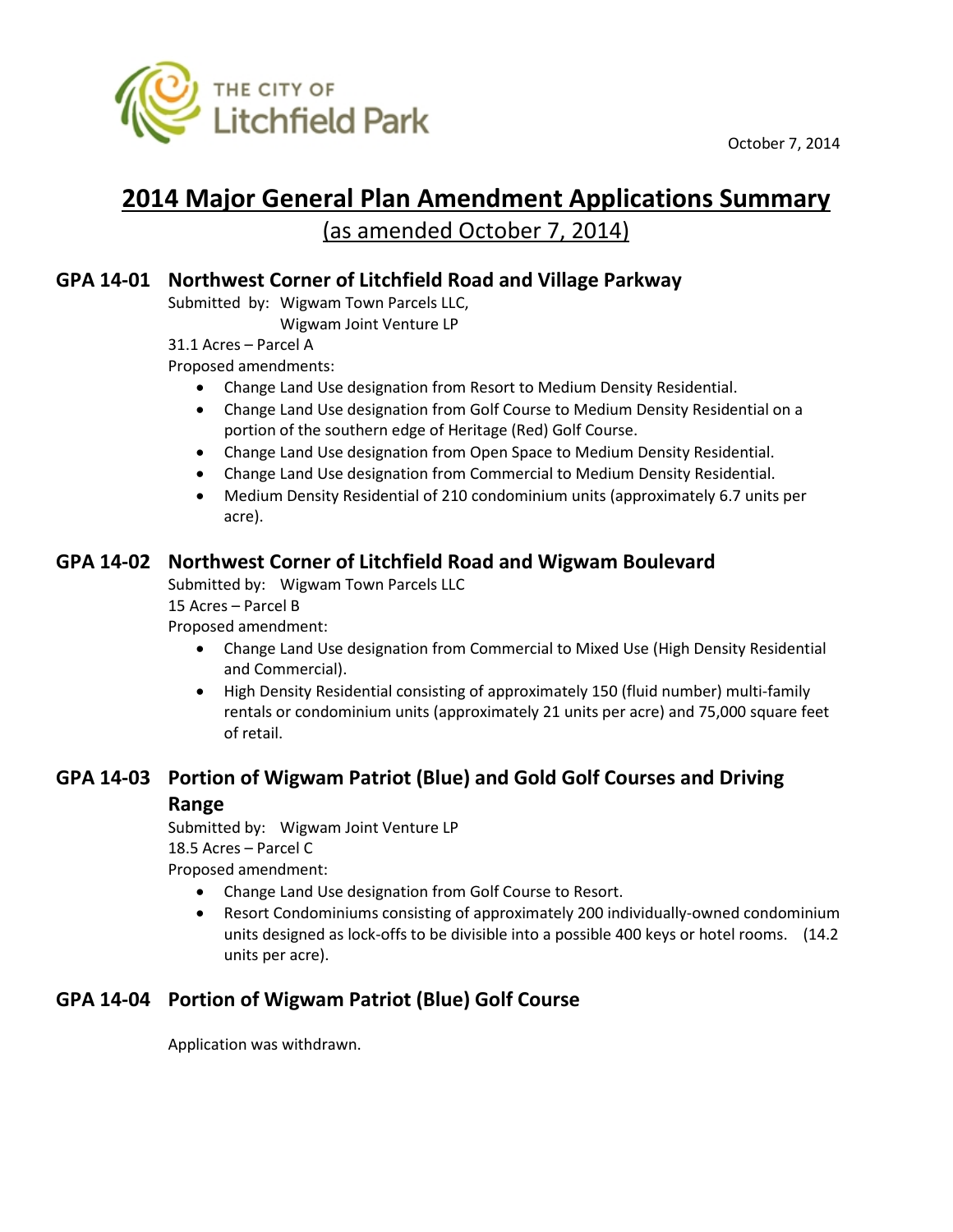THE CITY OF
Litchfield Park

October 7, 2014

# 2014 Major General Plan Amendment Applications Summary

(as amended October 7, 2014)

## GPA 14-01 Northwest Corner of Litchfield Road and Village Parkway

Submitted by: Wigwam Town Parcels LLC,
Wigwam Joint Venture LP

31.1 Acres – Parcel A

Proposed amendments:

- Change Land Use designation from Resort to Medium Density Residential.
- Change Land Use designation from Golf Course to Medium Density Residential on a portion of the southern edge of Heritage (Red) Golf Course.
- Change Land Use designation from Open Space to Medium Density Residential.
- Change Land Use designation from Commercial to Medium Density Residential.
- Medium Density Residential of 210 condominium units (approximately 6.7 units per acre).

## GPA 14-02 Northwest Corner of Litchfield Road and Wigwam Boulevard

Submitted by: Wigwam Town Parcels LLC

15 Acres – Parcel B

Proposed amendment:

- Change Land Use designation from Commercial to Mixed Use (High Density Residential and Commercial).
- High Density Residential consisting of approximately 150 (fluid number) multi-family rentals or condominium units (approximately 21 units per acre) and 75,000 square feet of retail.

## GPA 14-03 Portion of Wigwam Patriot (Blue) and Gold Golf Courses and Driving Range

Submitted by: Wigwam Joint Venture LP

18.5 Acres – Parcel C

Proposed amendment:

- Change Land Use designation from Golf Course to Resort.
- Resort Condominiums consisting of approximately 200 individually-owned condominium units designed as lock-offs to be divisible into a possible 400 keys or hotel rooms. (14.2 units per acre).

## GPA 14-04 Portion of Wigwam Patriot (Blue) Golf Course

Application was withdrawn.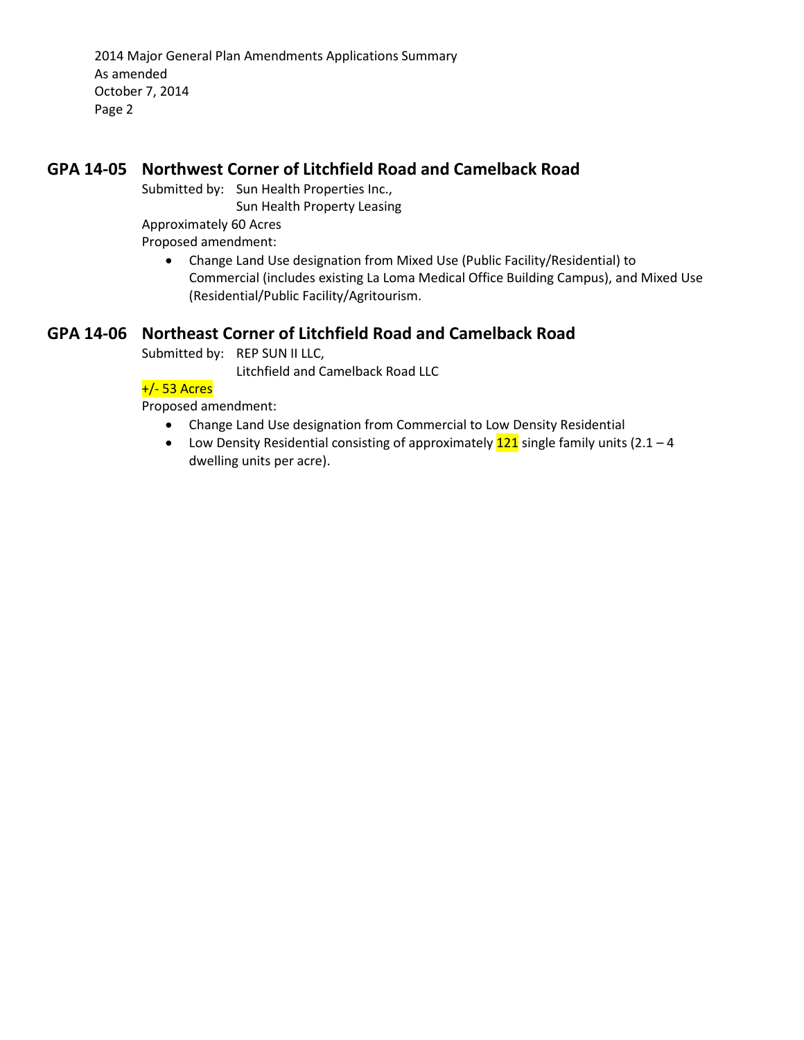## GPA 14-05 Northwest Corner of Litchfield Road and Camelback Road

Submitted by: Sun Health Properties Inc.,
Sun Health Property Leasing

Approximately 60 Acres

Proposed amendment:

- Change Land Use designation from Mixed Use (Public Facility/Residential) to Commercial (includes existing La Loma Medical Office Building Campus), and Mixed Use (Residential/Public Facility/Agritourism.

## GPA 14-06 Northeast Corner of Litchfield Road and Camelback Road

Submitted by: REP SUN II LLC,
Litchfield and Camelback Road LLC

+/- 53 Acres

Proposed amendment:

- Change Land Use designation from Commercial to Low Density Residential
- Low Density Residential consisting of approximately 121 single family units (2.1 – 4 dwelling units per acre).